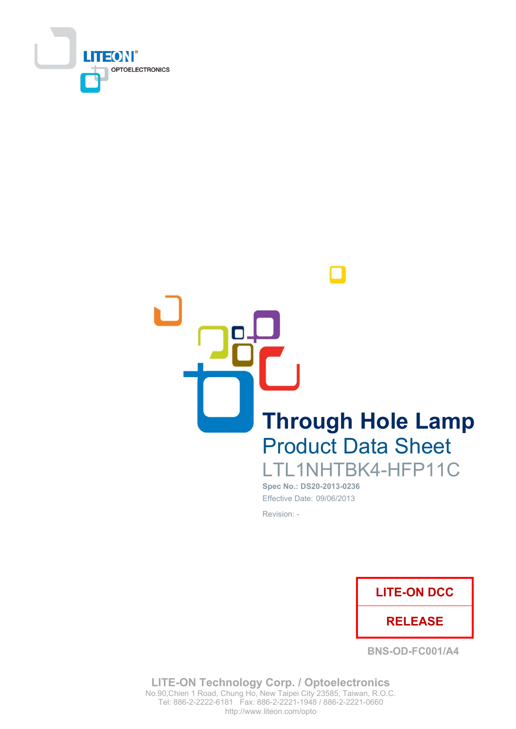LITEON® OPTOELECTRONICS

# Through Hole Lamp

## Product Data Sheet

LTL1NHTBK4-HFP11C

**Spec No.: DS20-2013-0236**

Effective Date: 09/06/2013

Revision: -

| LITE-ON DCC |
|---|
| RELEASE |

BNS-OD-FC001/A4

**LITE-ON Technology Corp. / Optoelectronics**

No.90,Chien 1 Road, Chung Ho, New Taipei City 23585, Taiwan, R.O.C.

Tel: 886-2-2222-6181 Fax: 886-2-2221-1948 / 886-2-2221-0660

http://www.liteon.com/opto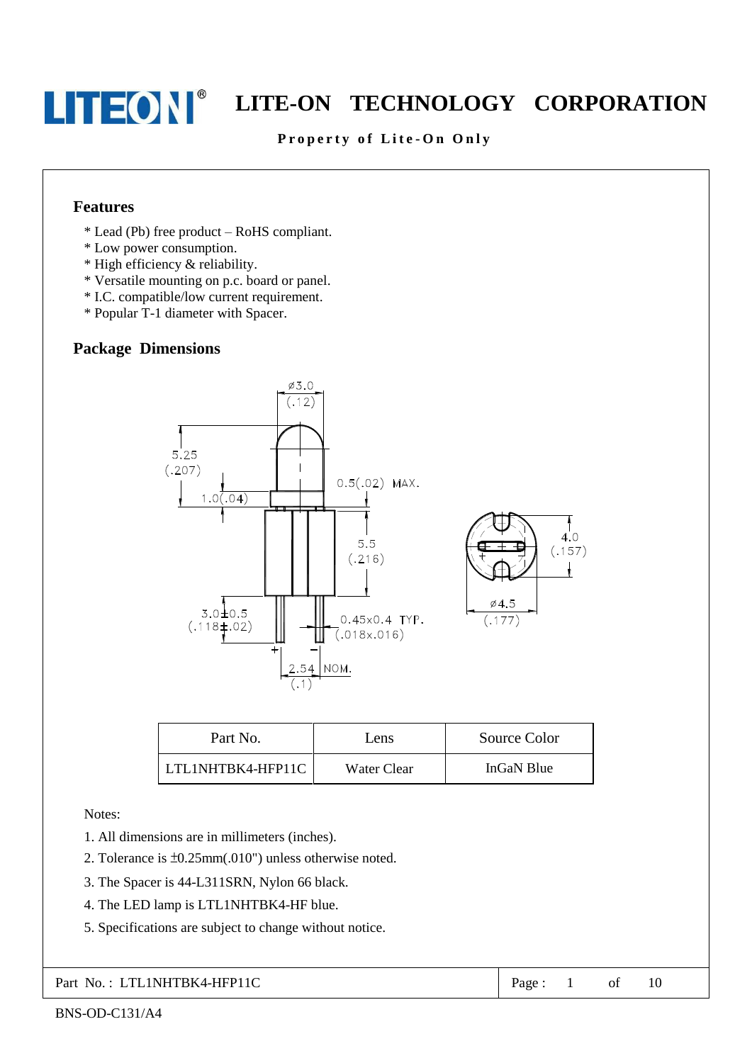## Features

* Lead (Pb) free product – RoHS compliant.
* Low power consumption.
* High efficiency & reliability.
* Versatile mounting on p.c. board or panel.
* I.C. compatible/low current requirement.
* Popular T-1 diameter with Spacer.

## Package Dimensions

| Part No. | Lens | Source Color |
|---|---|---|
| LTL1NHTBK4-HFP11C | Water Clear | InGaN Blue |

Notes:

1. All dimensions are in millimeters (inches).
2. Tolerance is ±0.25mm(.010") unless otherwise noted.
3. The Spacer is 44-L311SRN, Nylon 66 black.
4. The LED lamp is LTL1NHTBK4-HF blue.
5. Specifications are subject to change without notice.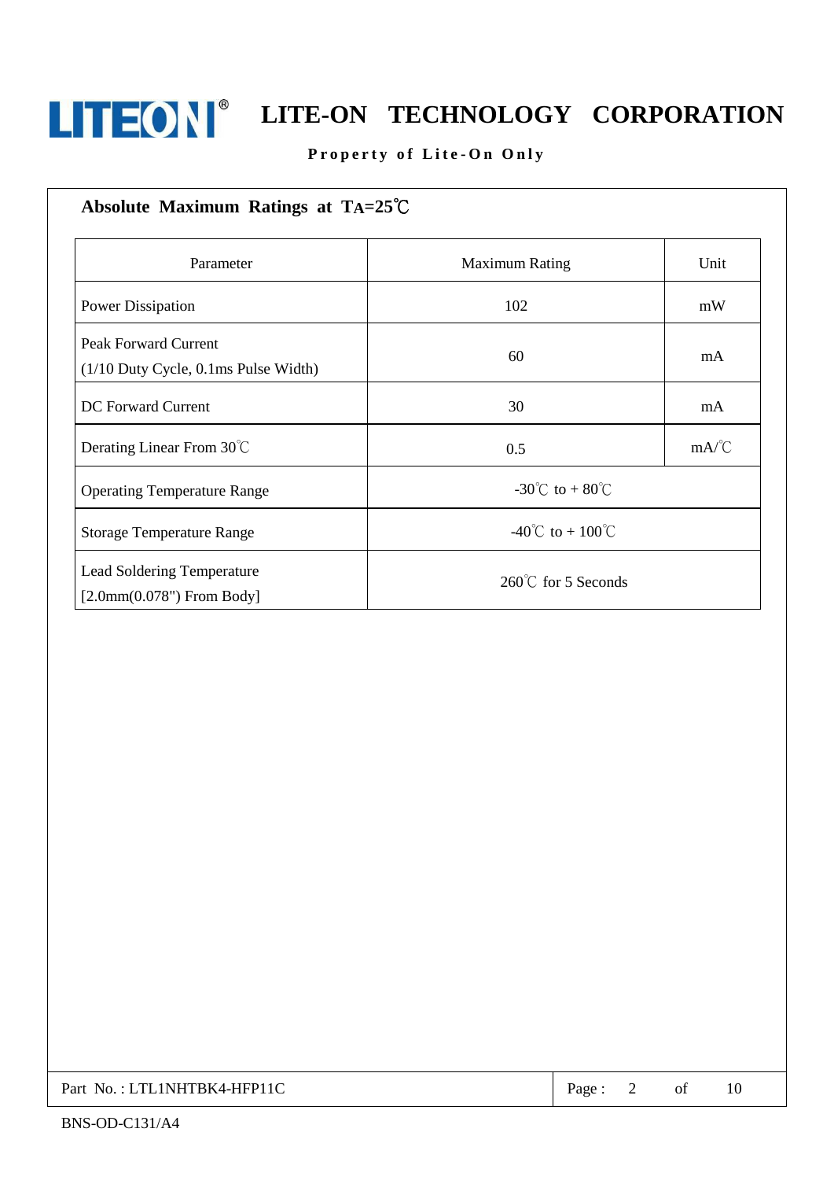## Absolute Maximum Ratings at $T_A$=25℃

| Parameter | Maximum Rating | Unit |
|---|---|---|
| Power Dissipation | 102 | mW |
| Peak Forward Current (1/10 Duty Cycle, 0.1ms Pulse Width) | 60 | mA |
| DC Forward Current | 30 | mA |
| Derating Linear From 30℃ | 0.5 | mA/℃ |
| Operating Temperature Range | -30℃ to + 80℃ | |
| Storage Temperature Range | -40℃ to + 100℃ | |
| Lead Soldering Temperature [2.0mm(0.078") From Body] | 260℃ for 5 Seconds | |

Part No. : LTL1NHTBK4-HFP11C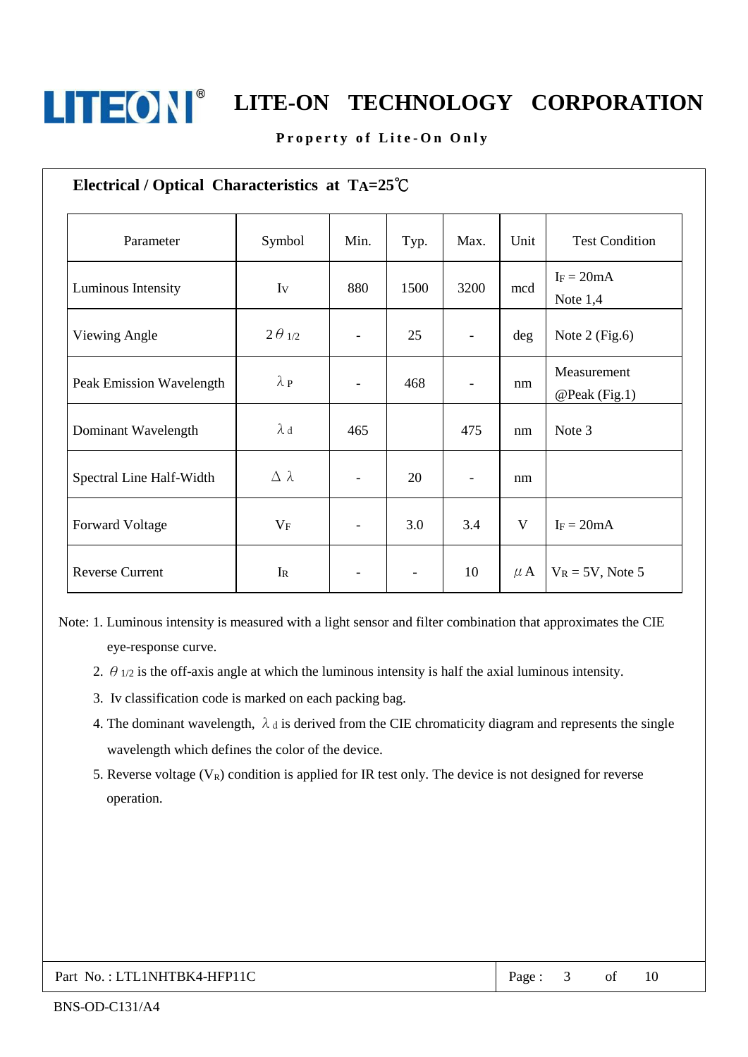## Electrical / Optical Characteristics at $T_A$=25℃

| Parameter | Symbol | Min. | Typ. | Max. | Unit | Test Condition |
|---|---|---|---|---|---|---|
| Luminous Intensity | $I_V$ | 880 | 1500 | 3200 | mcd | $I_F$ = 20mA Note 1,4 |
| Viewing Angle | $2\theta_{1/2}$ | - | 25 | - | deg | Note 2 (Fig.6) |
| Peak Emission Wavelength | $\lambda_P$ | - | 468 | - | nm | Measurement @Peak (Fig.1) |
| Dominant Wavelength | $\lambda_d$ | 465 | | 475 | nm | Note 3 |
| Spectral Line Half-Width | $\Delta\lambda$ | - | 20 | - | nm | |
| Forward Voltage | $V_F$ | - | 3.0 | 3.4 | V | $I_F$ = 20mA |
| Reverse Current | $I_R$ | - | - | 10 | $\mu$A | $V_R$ = 5V, Note 5 |

Note:
1. Luminous intensity is measured with a light sensor and filter combination that approximates the CIE eye-response curve.
2. $\theta_{1/2}$ is the off-axis angle at which the luminous intensity is half the axial luminous intensity.
3. Iv classification code is marked on each packing bag.
4. The dominant wavelength, $\lambda_d$ is derived from the CIE chromaticity diagram and represents the single wavelength which defines the color of the device.
5. Reverse voltage ($V_R$) condition is applied for IR test only. The device is not designed for reverse operation.

Part No. : LTL1NHTBK4-HFP11C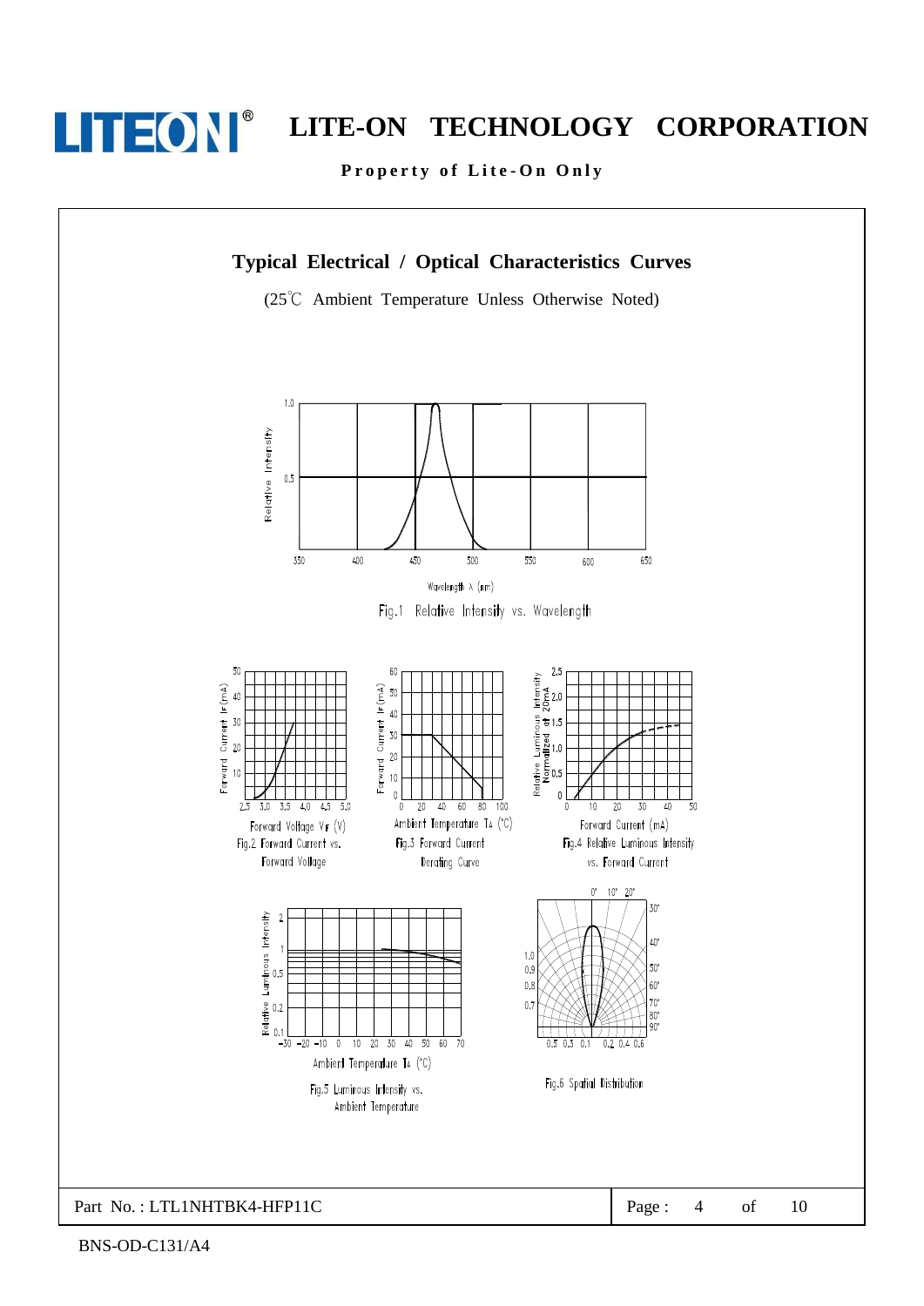## Typical Electrical / Optical Characteristics Curves

(25℃ Ambient Temperature Unless Otherwise Noted)

Fig.1 Relative Intensity vs. Wavelength

Fig.2 Forward Current vs. Forward Voltage

Fig.3 Forward Current Derating Curve

Fig.4 Relative Luminous Intensity vs. Forward Current

Fig.5 Luminous Intensity vs. Ambient Temperature

Fig.6 Spatial Distribution

Part No. : LTL1NHTBK4-HFP11C

BNS-OD-C131/A4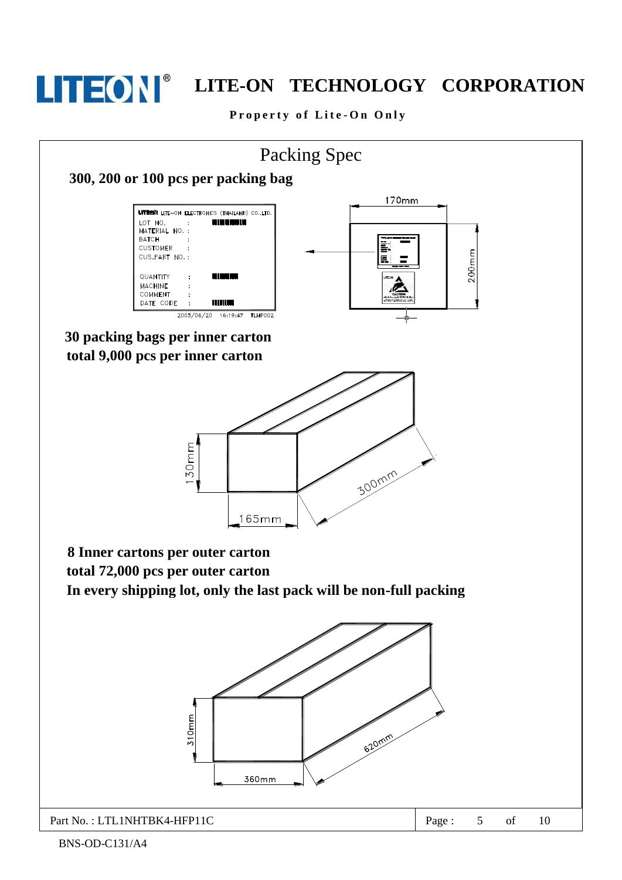# Packing Spec

**300, 200 or 100 pcs per packing bag**

LITEON LITE-ON ELECTRONICS (THAILAND) CO.,LTD.
LOT NO. :
MATERIAL NO. :
BATCH :
CUSTOMER :
CUS.PART NO. :
QUANTITY :
MACHINE :
COMMENT :
DATE CODE :
2003/06/20 16:19:47 TLMP002

170mm

200mm

**30 packing bags per inner carton**
**total 9,000 pcs per inner carton**

130mm

165mm

300mm

**8 Inner cartons per outer carton**
**total 72,000 pcs per outer carton**
**In every shipping lot, only the last pack will be non-full packing**

310mm

360mm

620mm

Part No. : LTL1NHTBK4-HFP11C

BNS-OD-C131/A4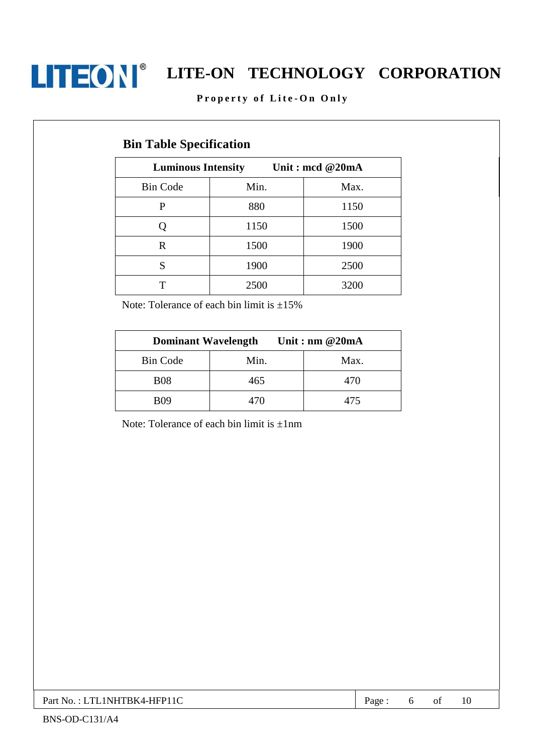## Bin Table Specification

| Luminous Intensity | Unit : mcd @20mA | |
|---|---|---|
| Bin Code | Min. | Max. |
| P | 880 | 1150 |
| Q | 1150 | 1500 |
| R | 1500 | 1900 |
| S | 1900 | 2500 |
| T | 2500 | 3200 |

Note: Tolerance of each bin limit is ±15%

| Dominant Wavelength | Unit : nm @20mA | |
|---|---|---|
| Bin Code | Min. | Max. |
| B08 | 465 | 470 |
| B09 | 470 | 475 |

Note: Tolerance of each bin limit is ±1nm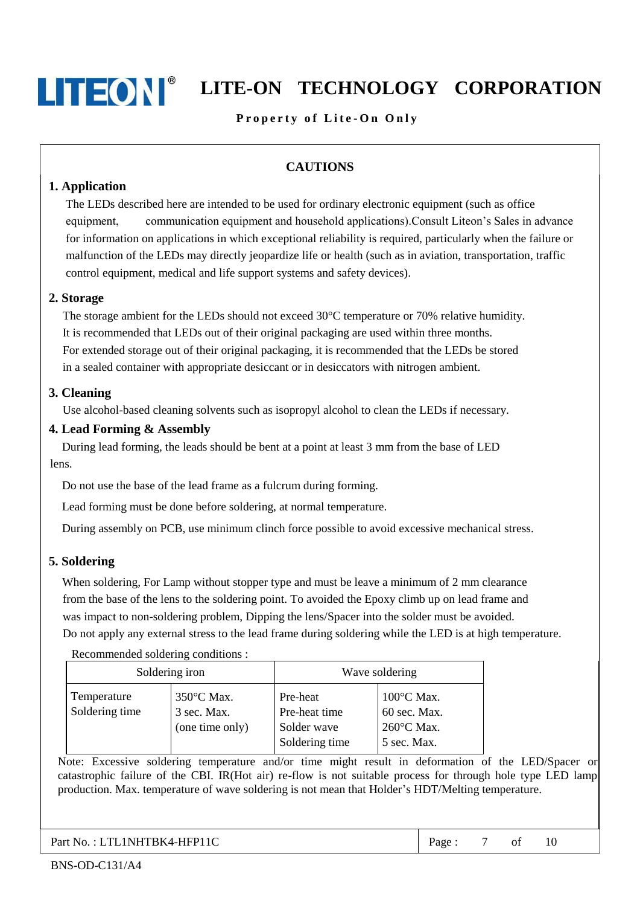## CAUTIONS

### 1. Application

The LEDs described here are intended to be used for ordinary electronic equipment (such as office equipment, communication equipment and household applications).Consult Liteon's Sales in advance for information on applications in which exceptional reliability is required, particularly when the failure or malfunction of the LEDs may directly jeopardize life or health (such as in aviation, transportation, traffic control equipment, medical and life support systems and safety devices).

### 2. Storage

The storage ambient for the LEDs should not exceed 30°C temperature or 70% relative humidity. It is recommended that LEDs out of their original packaging are used within three months. For extended storage out of their original packaging, it is recommended that the LEDs be stored in a sealed container with appropriate desiccant or in desiccators with nitrogen ambient.

### 3. Cleaning

Use alcohol-based cleaning solvents such as isopropyl alcohol to clean the LEDs if necessary.

### 4. Lead Forming & Assembly

During lead forming, the leads should be bent at a point at least 3 mm from the base of LED lens.

Do not use the base of the lead frame as a fulcrum during forming.

Lead forming must be done before soldering, at normal temperature.

During assembly on PCB, use minimum clinch force possible to avoid excessive mechanical stress.

### 5. Soldering

When soldering, For Lamp without stopper type and must be leave a minimum of 2 mm clearance from the base of the lens to the soldering point. To avoided the Epoxy climb up on lead frame and was impact to non-soldering problem, Dipping the lens/Spacer into the solder must be avoided. Do not apply any external stress to the lead frame during soldering while the LED is at high temperature.

Recommended soldering conditions :

| Soldering iron | | Wave soldering | |
|---|---|---|---|
| Temperature<br>Soldering time | 350°C Max.<br>3 sec. Max.<br>(one time only) | Pre-heat<br>Pre-heat time<br>Solder wave<br>Soldering time | 100°C Max.<br>60 sec. Max.<br>260°C Max.<br>5 sec. Max. |

Note: Excessive soldering temperature and/or time might result in deformation of the LED/Spacer or catastrophic failure of the CBI. IR(Hot air) re-flow is not suitable process for through hole type LED lamp production. Max. temperature of wave soldering is not mean that Holder's HDT/Melting temperature.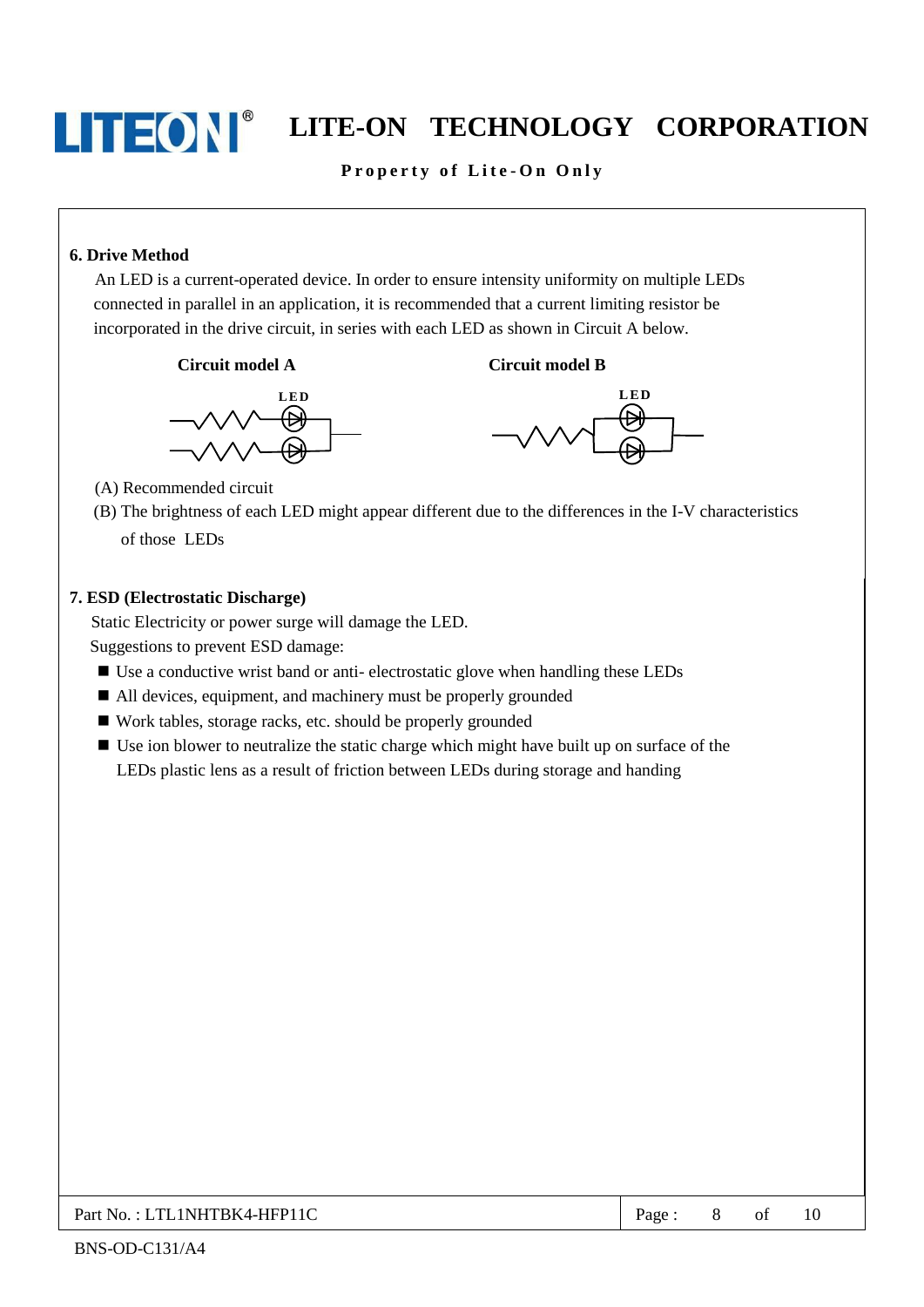## 6. Drive Method

An LED is a current-operated device. In order to ensure intensity uniformity on multiple LEDs connected in parallel in an application, it is recommended that a current limiting resistor be incorporated in the drive circuit, in series with each LED as shown in Circuit A below.

**Circuit model A** **Circuit model B**

LED LED

(A) Recommended circuit

(B) The brightness of each LED might appear different due to the differences in the I-V characteristics of those LEDs

## 7. ESD (Electrostatic Discharge)

Static Electricity or power surge will damage the LED.

Suggestions to prevent ESD damage:

- Use a conductive wrist band or anti- electrostatic glove when handling these LEDs
- All devices, equipment, and machinery must be properly grounded
- Work tables, storage racks, etc. should be properly grounded
- Use ion blower to neutralize the static charge which might have built up on surface of the LEDs plastic lens as a result of friction between LEDs during storage and handing

Part No. : LTL1NHTBK4-HFP11C

BNS-OD-C131/A4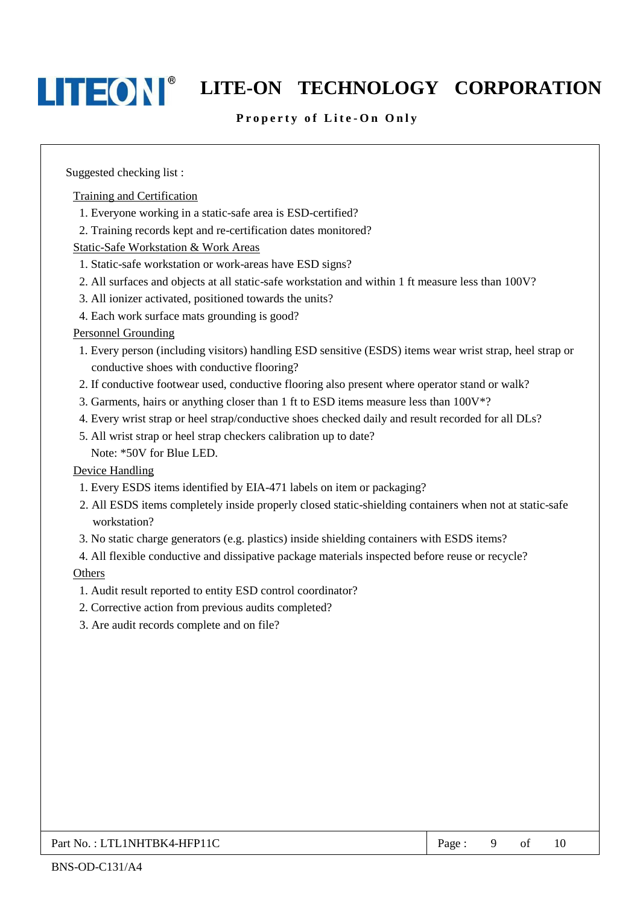Suggested checking list :

Training and Certification

1. Everyone working in a static-safe area is ESD-certified?
2. Training records kept and re-certification dates monitored?

Static-Safe Workstation & Work Areas

1. Static-safe workstation or work-areas have ESD signs?
2. All surfaces and objects at all static-safe workstation and within 1 ft measure less than 100V?
3. All ionizer activated, positioned towards the units?
4. Each work surface mats grounding is good?

Personnel Grounding

1. Every person (including visitors) handling ESD sensitive (ESDS) items wear wrist strap, heel strap or conductive shoes with conductive flooring?
2. If conductive footwear used, conductive flooring also present where operator stand or walk?
3. Garments, hairs or anything closer than 1 ft to ESD items measure less than 100V*?
4. Every wrist strap or heel strap/conductive shoes checked daily and result recorded for all DLs?
5. All wrist strap or heel strap checkers calibration up to date?

   Note: *50V for Blue LED.

Device Handling

1. Every ESDS items identified by EIA-471 labels on item or packaging?
2. All ESDS items completely inside properly closed static-shielding containers when not at static-safe workstation?
3. No static charge generators (e.g. plastics) inside shielding containers with ESDS items?
4. All flexible conductive and dissipative package materials inspected before reuse or recycle?

Others

1. Audit result reported to entity ESD control coordinator?
2. Corrective action from previous audits completed?
3. Are audit records complete and on file?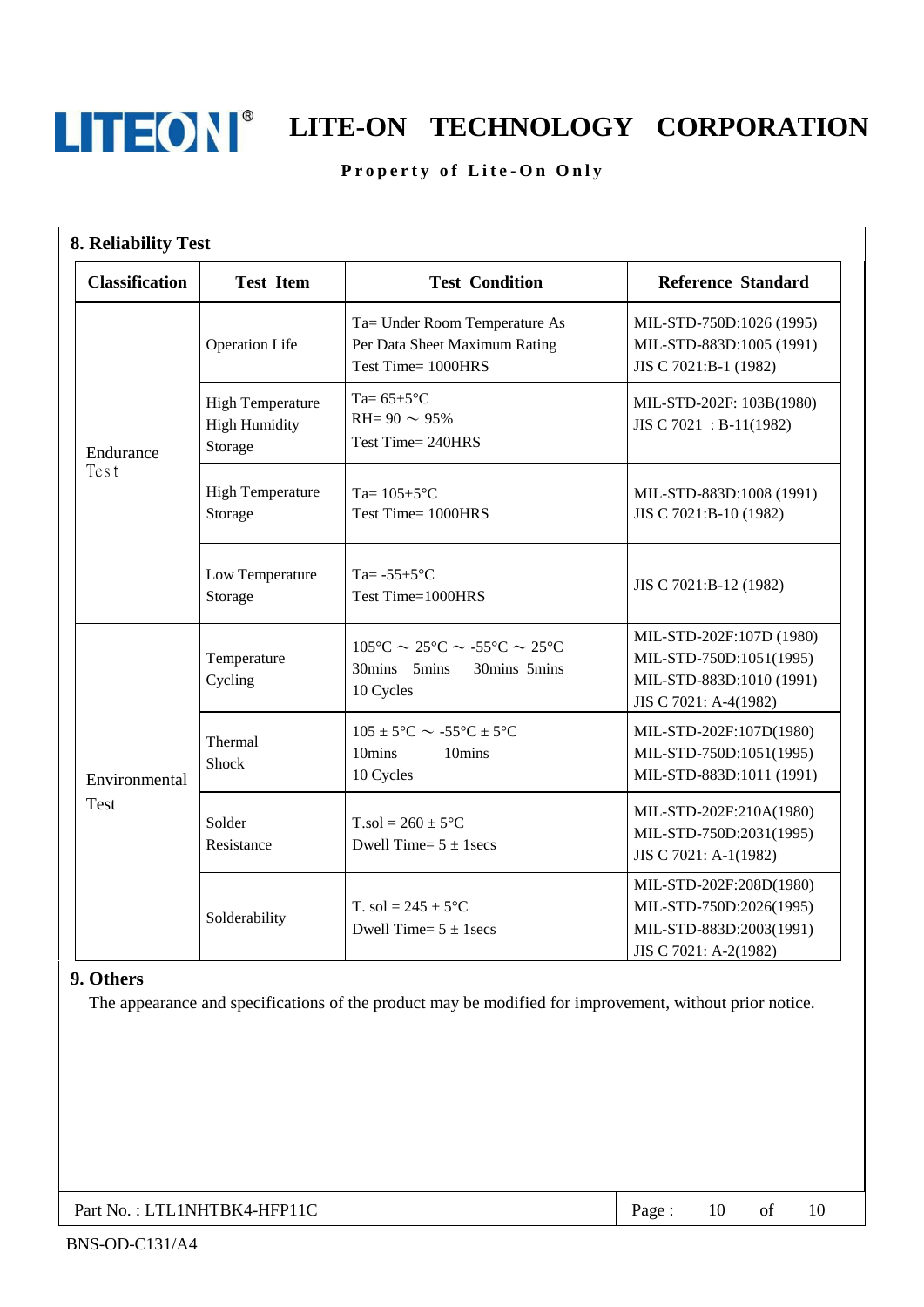## 8. Reliability Test

| Classification | Test Item | Test Condition | Reference Standard |
|---|---|---|---|
| Endurance Test | Operation Life | Ta= Under Room Temperature As Per Data Sheet Maximum Rating<br>Test Time= 1000HRS | MIL-STD-750D:1026 (1995)<br>MIL-STD-883D:1005 (1991)<br>JIS C 7021:B-1 (1982) |
| | High Temperature High Humidity Storage | Ta= 65±5°C<br>RH= 90 ～ 95%<br>Test Time= 240HRS | MIL-STD-202F: 103B(1980)<br>JIS C 7021 : B-11(1982) |
| | High Temperature Storage | Ta= 105±5°C<br>Test Time= 1000HRS | MIL-STD-883D:1008 (1991)<br>JIS C 7021:B-10 (1982) |
| | Low Temperature Storage | Ta= -55±5°C<br>Test Time=1000HRS | JIS C 7021:B-12 (1982) |
| Environmental Test | Temperature Cycling | 105°C ～ 25°C ～ -55°C ～ 25°C<br>30mins 5mins 30mins 5mins<br>10 Cycles | MIL-STD-202F:107D (1980)<br>MIL-STD-750D:1051(1995)<br>MIL-STD-883D:1010 (1991)<br>JIS C 7021: A-4(1982) |
| | Thermal Shock | 105 ± 5°C ～ -55°C ± 5°C<br>10mins 10mins<br>10 Cycles | MIL-STD-202F:107D(1980)<br>MIL-STD-750D:1051(1995)<br>MIL-STD-883D:1011 (1991) |
| | Solder Resistance | T.sol = 260 ± 5°C<br>Dwell Time= 5 ± 1secs | MIL-STD-202F:210A(1980)<br>MIL-STD-750D:2031(1995)<br>JIS C 7021: A-1(1982) |
| | Solderability | T. sol = 245 ± 5°C<br>Dwell Time= 5 ± 1secs | MIL-STD-202F:208D(1980)<br>MIL-STD-750D:2026(1995)<br>MIL-STD-883D:2003(1991)<br>JIS C 7021: A-2(1982) |

## 9. Others

The appearance and specifications of the product may be modified for improvement, without prior notice.